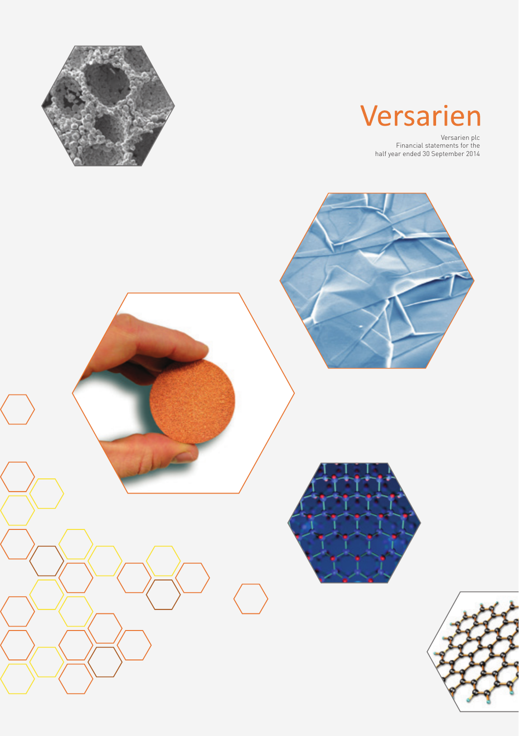# Versarien

Versarien plc
Financial statements for the
half year ended 30 September 2014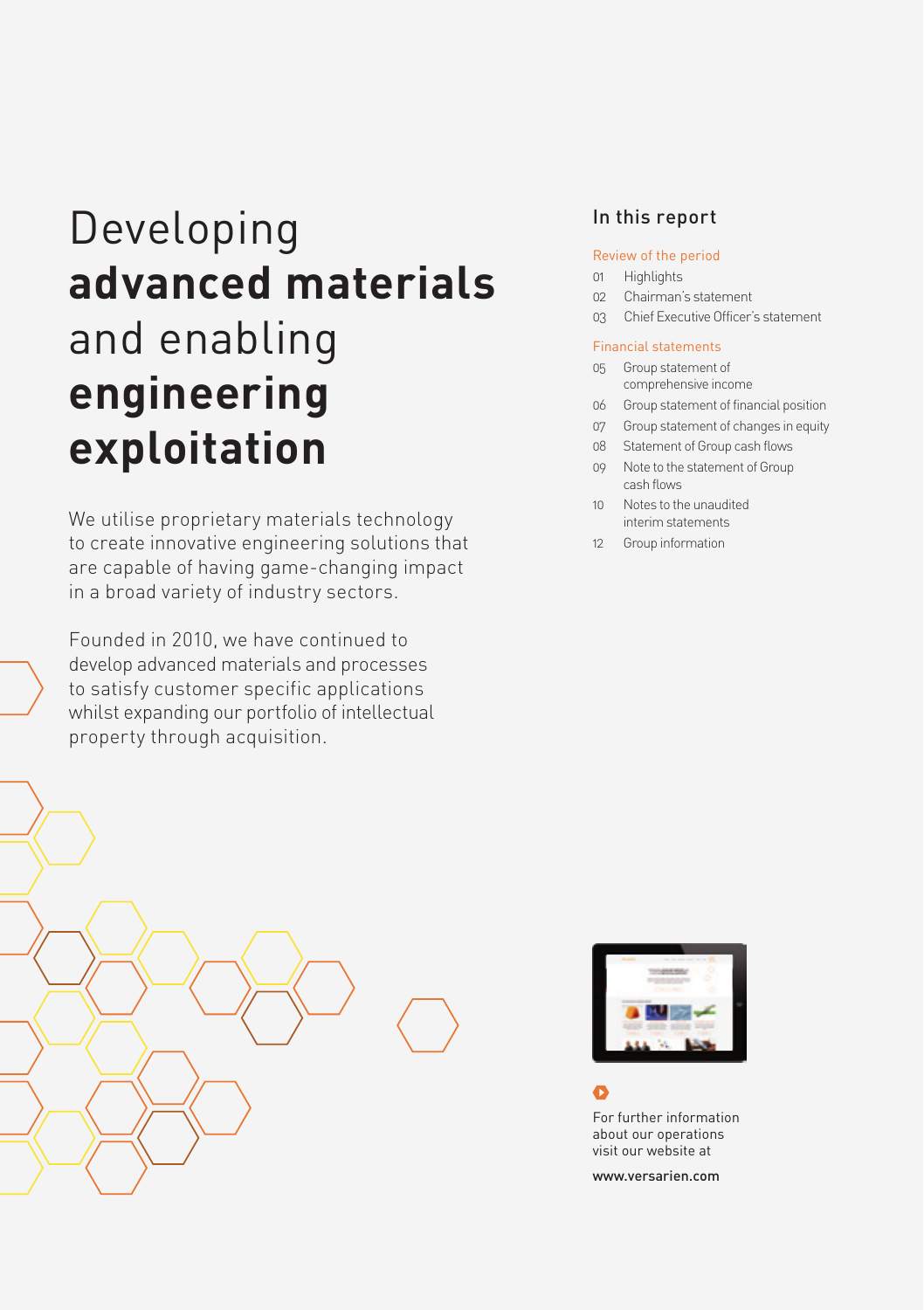# Developing **advanced materials** and enabling **engineering exploitation**

We utilise proprietary materials technology to create innovative engineering solutions that are capable of having game-changing impact in a broad variety of industry sectors.

Founded in 2010, we have continued to develop advanced materials and processes to satisfy customer specific applications whilst expanding our portfolio of intellectual property through acquisition.

## In this report

**Review of the period**

- 01 Highlights
- 02 Chairman's statement
- 03 Chief Executive Officer's statement

**Financial statements**

- 05 Group statement of comprehensive income
- 06 Group statement of financial position
- 07 Group statement of changes in equity
- 08 Statement of Group cash flows
- 09 Note to the statement of Group cash flows
- 10 Notes to the unaudited interim statements
- 12 Group information

For further information about our operations visit our website at

www.versarien.com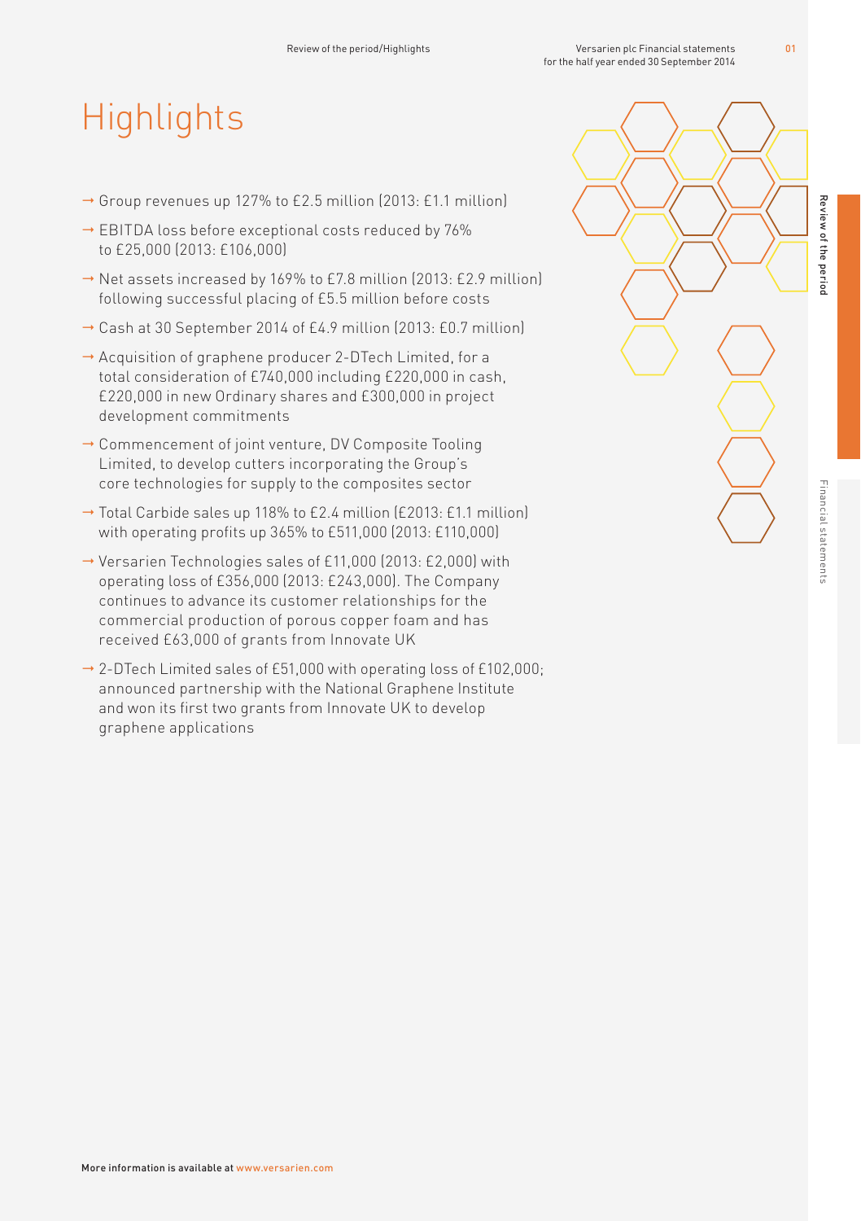# Highlights

- Group revenues up 127% to £2.5 million (2013: £1.1 million)
- EBITDA loss before exceptional costs reduced by 76% to £25,000 (2013: £106,000)
- Net assets increased by 169% to £7.8 million (2013: £2.9 million) following successful placing of £5.5 million before costs
- Cash at 30 September 2014 of £4.9 million (2013: £0.7 million)
- Acquisition of graphene producer 2-DTech Limited, for a total consideration of £740,000 including £220,000 in cash, £220,000 in new Ordinary shares and £300,000 in project development commitments
- Commencement of joint venture, DV Composite Tooling Limited, to develop cutters incorporating the Group's core technologies for supply to the composites sector
- Total Carbide sales up 118% to £2.4 million (£2013: £1.1 million) with operating profits up 365% to £511,000 (2013: £110,000)
- Versarien Technologies sales of £11,000 (2013: £2,000) with operating loss of £356,000 (2013: £243,000). The Company continues to advance its customer relationships for the commercial production of porous copper foam and has received £63,000 of grants from Innovate UK
- 2-DTech Limited sales of £51,000 with operating loss of £102,000; announced partnership with the National Graphene Institute and won its first two grants from Innovate UK to develop graphene applications

More information is available at www.versarien.com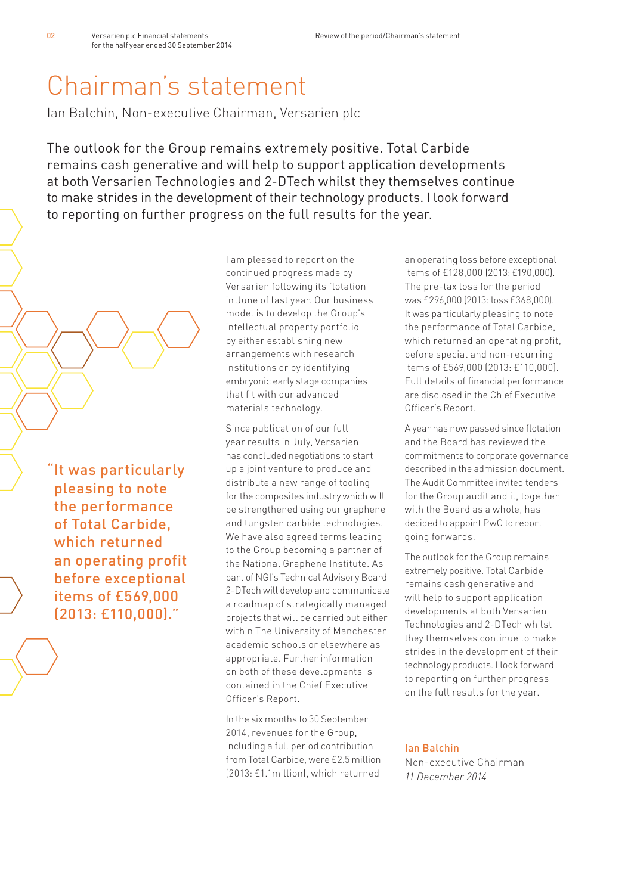# Chairman's statement

Ian Balchin, Non-executive Chairman, Versarien plc

The outlook for the Group remains extremely positive. Total Carbide remains cash generative and will help to support application developments at both Versarien Technologies and 2-DTech whilst they themselves continue to make strides in the development of their technology products. I look forward to reporting on further progress on the full results for the year.

"It was particularly pleasing to note the performance of Total Carbide, which returned an operating profit before exceptional items of £569,000 (2013: £110,000)."

I am pleased to report on the continued progress made by Versarien following its flotation in June of last year. Our business model is to develop the Group's intellectual property portfolio by either establishing new arrangements with research institutions or by identifying embryonic early stage companies that fit with our advanced materials technology.

Since publication of our full year results in July, Versarien has concluded negotiations to start up a joint venture to produce and distribute a new range of tooling for the composites industry which will be strengthened using our graphene and tungsten carbide technologies. We have also agreed terms leading to the Group becoming a partner of the National Graphene Institute. As part of NGI's Technical Advisory Board 2-DTech will develop and communicate a roadmap of strategically managed projects that will be carried out either within The University of Manchester academic schools or elsewhere as appropriate. Further information on both of these developments is contained in the Chief Executive Officer's Report.

In the six months to 30 September 2014, revenues for the Group, including a full period contribution from Total Carbide, were £2.5 million (2013: £1.1million), which returned an operating loss before exceptional items of £128,000 (2013: £190,000). The pre-tax loss for the period was £296,000 (2013: loss £368,000). It was particularly pleasing to note the performance of Total Carbide, which returned an operating profit, before special and non-recurring items of £569,000 (2013: £110,000). Full details of financial performance are disclosed in the Chief Executive Officer's Report.

A year has now passed since flotation and the Board has reviewed the commitments to corporate governance described in the admission document. The Audit Committee invited tenders for the Group audit and it, together with the Board as a whole, has decided to appoint PwC to report going forwards.

The outlook for the Group remains extremely positive. Total Carbide remains cash generative and will help to support application developments at both Versarien Technologies and 2-DTech whilst they themselves continue to make strides in the development of their technology products. I look forward to reporting on further progress on the full results for the year.

**Ian Balchin**
Non-executive Chairman
*11 December 2014*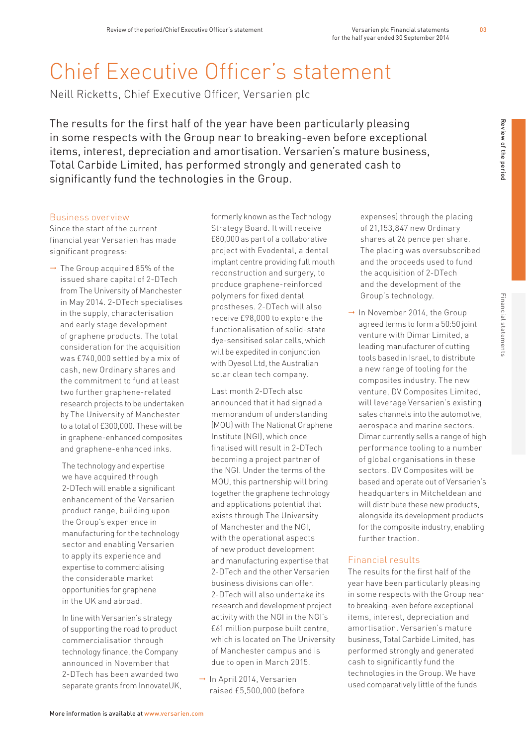# Chief Executive Officer's statement

Neill Ricketts, Chief Executive Officer, Versarien plc

The results for the first half of the year have been particularly pleasing in some respects with the Group near to breaking-even before exceptional items, interest, depreciation and amortisation. Versarien's mature business, Total Carbide Limited, has performed strongly and generated cash to significantly fund the technologies in the Group.

## Business overview

Since the start of the current financial year Versarien has made significant progress:

- The Group acquired 85% of the issued share capital of 2-DTech from The University of Manchester in May 2014. 2-DTech specialises in the supply, characterisation and early stage development of graphene products. The total consideration for the acquisition was £740,000 settled by a mix of cash, new Ordinary shares and the commitment to fund at least two further graphene-related research projects to be undertaken by The University of Manchester to a total of £300,000. These will be in graphene-enhanced composites and graphene-enhanced inks.

  The technology and expertise we have acquired through 2-DTech will enable a significant enhancement of the Versarien product range, building upon the Group's experience in manufacturing for the technology sector and enabling Versarien to apply its experience and expertise to commercialising the considerable market opportunities for graphene in the UK and abroad.

  In line with Versarien's strategy of supporting the road to product commercialisation through technology finance, the Company announced in November that 2-DTech has been awarded two separate grants from InnovateUK, formerly known as the Technology Strategy Board. It will receive £80,000 as part of a collaborative project with Evodental, a dental implant centre providing full mouth reconstruction and surgery, to produce graphene-reinforced polymers for fixed dental prostheses. 2-DTech will also receive £98,000 to explore the functionalisation of solid-state dye-sensitised solar cells, which will be expedited in conjunction with Dyesol Ltd, the Australian solar clean tech company.

  Last month 2-DTech also announced that it had signed a memorandum of understanding (MOU) with The National Graphene Institute (NGI), which once finalised will result in 2-DTech becoming a project partner of the NGI. Under the terms of the MOU, this partnership will bring together the graphene technology and applications potential that exists through The University of Manchester and the NGI, with the operational aspects of new product development and manufacturing expertise that 2-DTech and the other Versarien business divisions can offer. 2-DTech will also undertake its research and development project activity with the NGI in the NGI's £61 million purpose built centre, which is located on The University of Manchester campus and is due to open in March 2015.

- In April 2014, Versarien raised £5,500,000 (before expenses) through the placing of 21,153,847 new Ordinary shares at 26 pence per share. The placing was oversubscribed and the proceeds used to fund the acquisition of 2-DTech and the development of the Group's technology.

- In November 2014, the Group agreed terms to form a 50:50 joint venture with Dimar Limited, a leading manufacturer of cutting tools based in Israel, to distribute a new range of tooling for the composites industry. The new venture, DV Composites Limited, will leverage Versarien's existing sales channels into the automotive, aerospace and marine sectors. Dimar currently sells a range of high performance tooling to a number of global organisations in these sectors. DV Composites will be based and operate out of Versarien's headquarters in Mitcheldean and will distribute these new products, alongside its development products for the composite industry, enabling further traction.

## Financial results

The results for the first half of the year have been particularly pleasing in some respects with the Group near to breaking-even before exceptional items, interest, depreciation and amortisation. Versarien's mature business, Total Carbide Limited, has performed strongly and generated cash to significantly fund the technologies in the Group. We have used comparatively little of the funds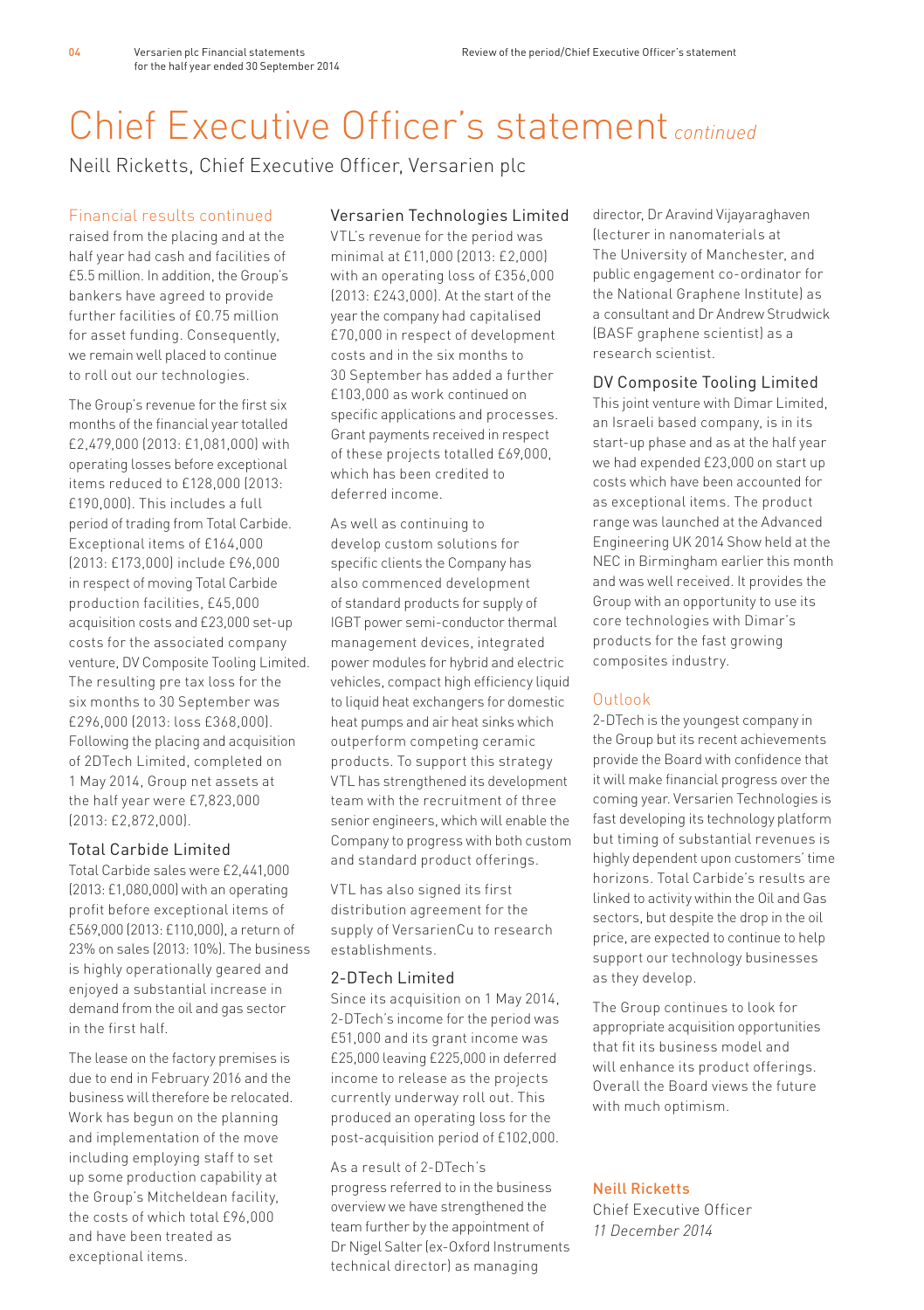# Chief Executive Officer's statement *continued*

Neill Ricketts, Chief Executive Officer, Versarien plc

### Financial results continued

raised from the placing and at the half year had cash and facilities of £5.5 million. In addition, the Group's bankers have agreed to provide further facilities of £0.75 million for asset funding. Consequently, we remain well placed to continue to roll out our technologies.

The Group's revenue for the first six months of the financial year totalled £2,479,000 (2013: £1,081,000) with operating losses before exceptional items reduced to £128,000 (2013: £190,000). This includes a full period of trading from Total Carbide. Exceptional items of £164,000 (2013: £173,000) include £96,000 in respect of moving Total Carbide production facilities, £45,000 acquisition costs and £23,000 set-up costs for the associated company venture, DV Composite Tooling Limited. The resulting pre tax loss for the six months to 30 September was £296,000 (2013: loss £368,000). Following the placing and acquisition of 2DTech Limited, completed on 1 May 2014, Group net assets at the half year were £7,823,000 (2013: £2,872,000).

### Total Carbide Limited

Total Carbide sales were £2,441,000 (2013: £1,080,000) with an operating profit before exceptional items of £569,000 (2013: £110,000), a return of 23% on sales (2013: 10%). The business is highly operationally geared and enjoyed a substantial increase in demand from the oil and gas sector in the first half.

The lease on the factory premises is due to end in February 2016 and the business will therefore be relocated. Work has begun on the planning and implementation of the move including employing staff to set up some production capability at the Group's Mitcheldean facility, the costs of which total £96,000 and have been treated as exceptional items.

### Versarien Technologies Limited

VTL's revenue for the period was minimal at £11,000 (2013: £2,000) with an operating loss of £356,000 (2013: £243,000). At the start of the year the company had capitalised £70,000 in respect of development costs and in the six months to 30 September has added a further £103,000 as work continued on specific applications and processes. Grant payments received in respect of these projects totalled £69,000, which has been credited to deferred income.

As well as continuing to develop custom solutions for specific clients the Company has also commenced development of standard products for supply of IGBT power semi-conductor thermal management devices, integrated power modules for hybrid and electric vehicles, compact high efficiency liquid to liquid heat exchangers for domestic heat pumps and air heat sinks which outperform competing ceramic products. To support this strategy VTL has strengthened its development team with the recruitment of three senior engineers, which will enable the Company to progress with both custom and standard product offerings.

VTL has also signed its first distribution agreement for the supply of VersarienCu to research establishments.

### 2-DTech Limited

Since its acquisition on 1 May 2014, 2-DTech's income for the period was £51,000 and its grant income was £25,000 leaving £225,000 in deferred income to release as the projects currently underway roll out. This produced an operating loss for the post-acquisition period of £102,000.

As a result of 2-DTech's progress referred to in the business overview we have strengthened the team further by the appointment of Dr Nigel Salter (ex-Oxford Instruments technical director) as managing director, Dr Aravind Vijayaraghaven (lecturer in nanomaterials at The University of Manchester, and public engagement co-ordinator for the National Graphene Institute) as a consultant and Dr Andrew Strudwick (BASF graphene scientist) as a research scientist.

### DV Composite Tooling Limited

This joint venture with Dimar Limited, an Israeli based company, is in its start-up phase and as at the half year we had expended £23,000 on start up costs which have been accounted for as exceptional items. The product range was launched at the Advanced Engineering UK 2014 Show held at the NEC in Birmingham earlier this month and was well received. It provides the Group with an opportunity to use its core technologies with Dimar's products for the fast growing composites industry.

### Outlook

2-DTech is the youngest company in the Group but its recent achievements provide the Board with confidence that it will make financial progress over the coming year. Versarien Technologies is fast developing its technology platform but timing of substantial revenues is highly dependent upon customers' time horizons. Total Carbide's results are linked to activity within the Oil and Gas sectors, but despite the drop in the oil price, are expected to continue to help support our technology businesses as they develop.

The Group continues to look for appropriate acquisition opportunities that fit its business model and will enhance its product offerings. Overall the Board views the future with much optimism.

**Neill Ricketts**
Chief Executive Officer
*11 December 2014*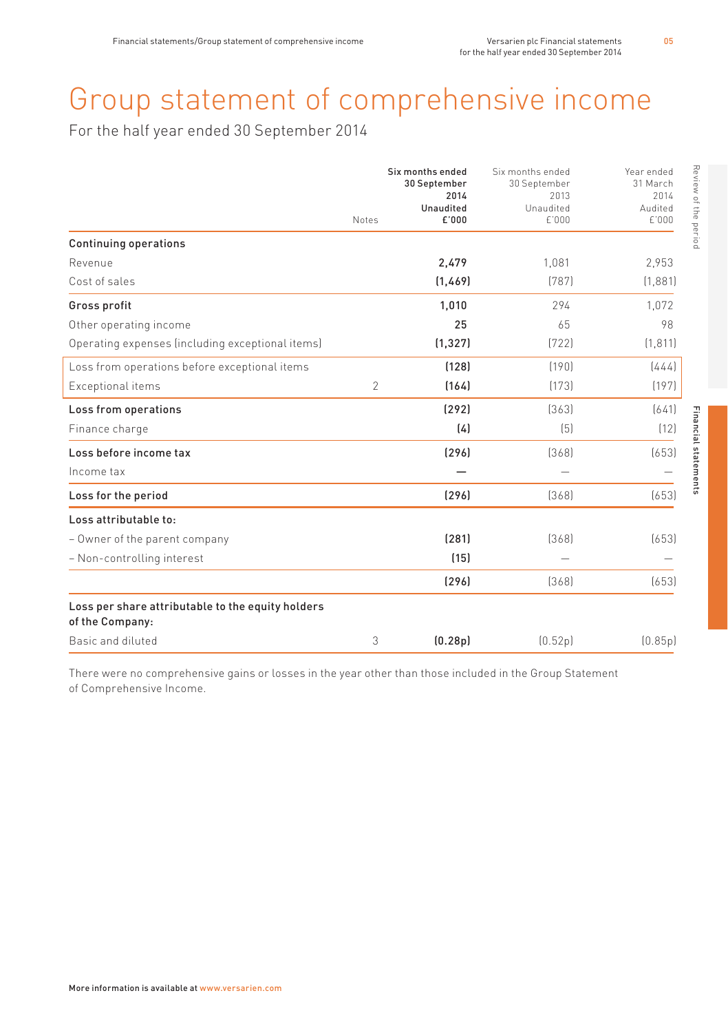# Group statement of comprehensive income

For the half year ended 30 September 2014

| | Notes | Six months ended 30 September 2014 Unaudited £'000 | Six months ended 30 September 2013 Unaudited £'000 | Year ended 31 March 2014 Audited £'000 |
|---|---|---|---|---|
| **Continuing operations** | | | | |
| Revenue | | **2,479** | 1,081 | 2,953 |
| Cost of sales | | **(1,469)** | (787) | (1,881) |
| **Gross profit** | | **1,010** | 294 | 1,072 |
| Other operating income | | **25** | 65 | 98 |
| Operating expenses (including exceptional items) | | **(1,327)** | (722) | (1,811) |
| Loss from operations before exceptional items | | **(128)** | (190) | (444) |
| Exceptional items | 2 | **(164)** | (173) | (197) |
| **Loss from operations** | | **(292)** | (363) | (641) |
| Finance charge | | **(4)** | (5) | (12) |
| **Loss before income tax** | | **(296)** | (368) | (653) |
| Income tax | | **—** | — | — |
| **Loss for the period** | | **(296)** | (368) | (653) |
| **Loss attributable to:** | | | | |
| – Owner of the parent company | | **(281)** | (368) | (653) |
| – Non-controlling interest | | **(15)** | — | — |
| | | **(296)** | (368) | (653) |
| **Loss per share attributable to the equity holders of the Company:** | | | | |
| Basic and diluted | 3 | **(0.28p)** | (0.52p) | (0.85p) |

There were no comprehensive gains or losses in the year other than those included in the Group Statement of Comprehensive Income.

More information is available at www.versarien.com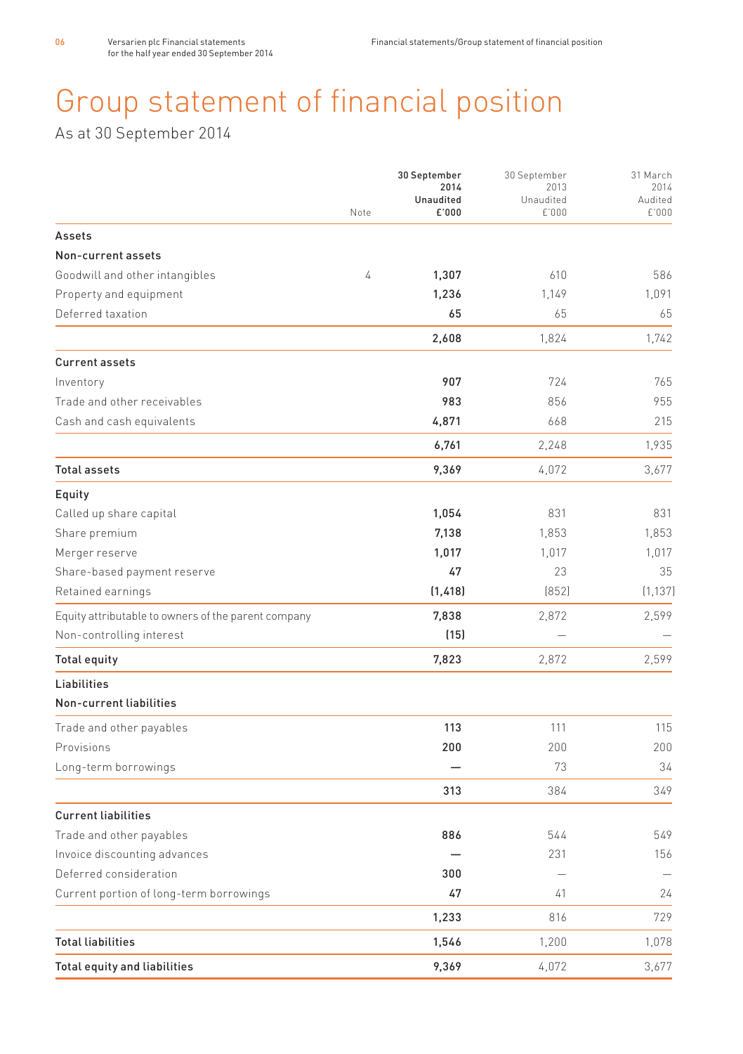# Group statement of financial position

As at 30 September 2014

| | Note | 30 September 2014 Unaudited £'000 | 30 September 2013 Unaudited £'000 | 31 March 2014 Audited £'000 |
|---|---|---|---|---|
| **Assets** | | | | |
| **Non-current assets** | | | | |
| Goodwill and other intangibles | 4 | **1,307** | 610 | 586 |
| Property and equipment | | **1,236** | 1,149 | 1,091 |
| Deferred taxation | | **65** | 65 | 65 |
| | | **2,608** | 1,824 | 1,742 |
| **Current assets** | | | | |
| Inventory | | **907** | 724 | 765 |
| Trade and other receivables | | **983** | 856 | 955 |
| Cash and cash equivalents | | **4,871** | 668 | 215 |
| | | **6,761** | 2,248 | 1,935 |
| **Total assets** | | **9,369** | 4,072 | 3,677 |
| **Equity** | | | | |
| Called up share capital | | **1,054** | 831 | 831 |
| Share premium | | **7,138** | 1,853 | 1,853 |
| Merger reserve | | **1,017** | 1,017 | 1,017 |
| Share-based payment reserve | | **47** | 23 | 35 |
| Retained earnings | | **(1,418)** | (852) | (1,137) |
| Equity attributable to owners of the parent company | | **7,838** | 2,872 | 2,599 |
| Non-controlling interest | | **(15)** | — | — |
| **Total equity** | | **7,823** | 2,872 | 2,599 |
| **Liabilities** | | | | |
| **Non-current liabilities** | | | | |
| Trade and other payables | | **113** | 111 | 115 |
| Provisions | | **200** | 200 | 200 |
| Long-term borrowings | | **—** | 73 | 34 |
| | | **313** | 384 | 349 |
| **Current liabilities** | | | | |
| Trade and other payables | | **886** | 544 | 549 |
| Invoice discounting advances | | **—** | 231 | 156 |
| Deferred consideration | | **300** | — | — |
| Current portion of long-term borrowings | | **47** | 41 | 24 |
| | | **1,233** | 816 | 729 |
| **Total liabilities** | | **1,546** | 1,200 | 1,078 |
| **Total equity and liabilities** | | **9,369** | 4,072 | 3,677 |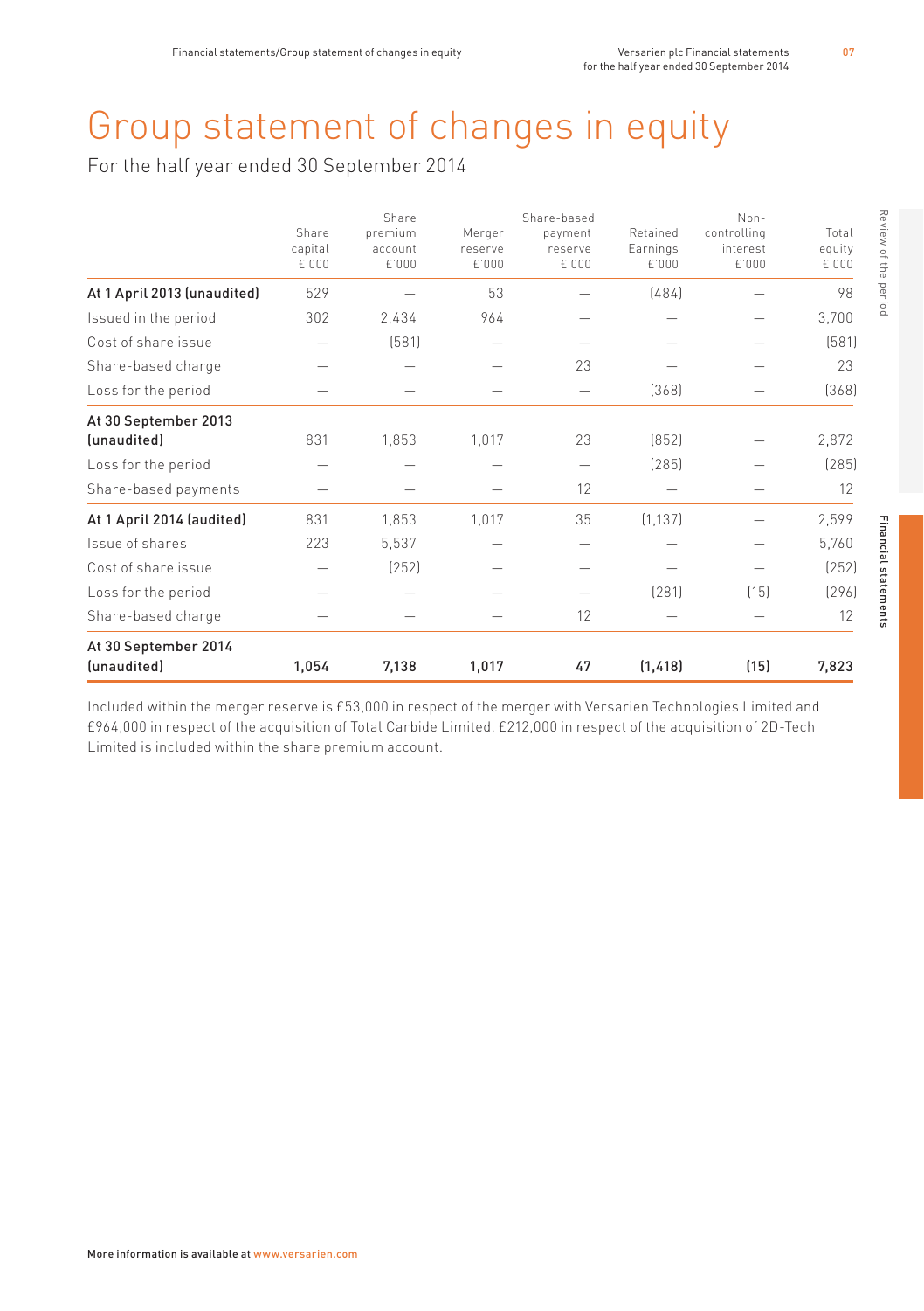# Group statement of changes in equity

For the half year ended 30 September 2014

| | Share capital £'000 | Share premium account £'000 | Merger reserve £'000 | Share-based payment reserve £'000 | Retained Earnings £'000 | Non-controlling interest £'000 | Total equity £'000 |
|---|---|---|---|---|---|---|---|
| **At 1 April 2013 (unaudited)** | 529 | — | 53 | — | (484) | — | 98 |
| Issued in the period | 302 | 2,434 | 964 | — | — | — | 3,700 |
| Cost of share issue | — | (581) | — | — | — | — | (581) |
| Share-based charge | — | — | — | 23 | — | — | 23 |
| Loss for the period | — | — | — | — | (368) | — | (368) |
| **At 30 September 2013 (unaudited)** | 831 | 1,853 | 1,017 | 23 | (852) | — | 2,872 |
| Loss for the period | — | — | — | — | (285) | — | (285) |
| Share-based payments | — | — | — | 12 | — | — | 12 |
| **At 1 April 2014 (audited)** | 831 | 1,853 | 1,017 | 35 | (1,137) | — | 2,599 |
| Issue of shares | 223 | 5,537 | — | — | — | — | 5,760 |
| Cost of share issue | — | (252) | — | — | — | — | (252) |
| Loss for the period | — | — | — | — | (281) | (15) | (296) |
| Share-based charge | — | — | — | 12 | — | — | 12 |
| **At 30 September 2014 (unaudited)** | **1,054** | **7,138** | **1,017** | **47** | **(1,418)** | **(15)** | **7,823** |

Included within the merger reserve is £53,000 in respect of the merger with Versarien Technologies Limited and £964,000 in respect of the acquisition of Total Carbide Limited. £212,000 in respect of the acquisition of 2D-Tech Limited is included within the share premium account.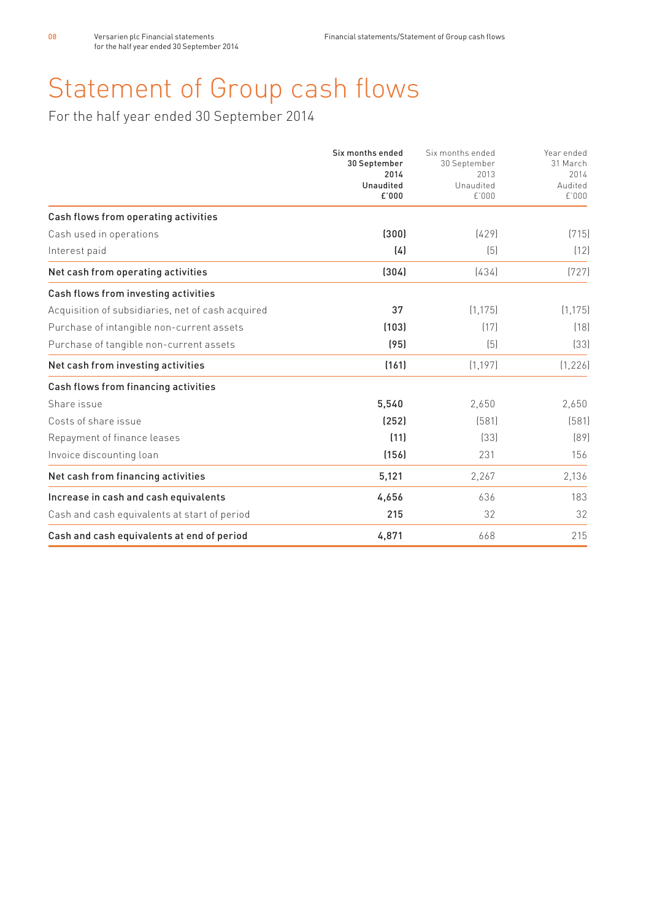# Statement of Group cash flows

For the half year ended 30 September 2014

| | Six months ended 30 September 2014 Unaudited £'000 | Six months ended 30 September 2013 Unaudited £'000 | Year ended 31 March 2014 Audited £'000 |
|---|---|---|---|
| **Cash flows from operating activities** | | | |
| Cash used in operations | **(300)** | (429) | (715) |
| Interest paid | **(4)** | (5) | (12) |
| **Net cash from operating activities** | **(304)** | (434) | (727) |
| **Cash flows from investing activities** | | | |
| Acquisition of subsidiaries, net of cash acquired | **37** | (1,175) | (1,175) |
| Purchase of intangible non-current assets | **(103)** | (17) | (18) |
| Purchase of tangible non-current assets | **(95)** | (5) | (33) |
| **Net cash from investing activities** | **(161)** | (1,197) | (1,226) |
| **Cash flows from financing activities** | | | |
| Share issue | **5,540** | 2,650 | 2,650 |
| Costs of share issue | **(252)** | (581) | (581) |
| Repayment of finance leases | **(11)** | (33) | (89) |
| Invoice discounting loan | **(156)** | 231 | 156 |
| **Net cash from financing activities** | **5,121** | 2,267 | 2,136 |
| **Increase in cash and cash equivalents** | **4,656** | 636 | 183 |
| Cash and cash equivalents at start of period | **215** | 32 | 32 |
| **Cash and cash equivalents at end of period** | **4,871** | 668 | 215 |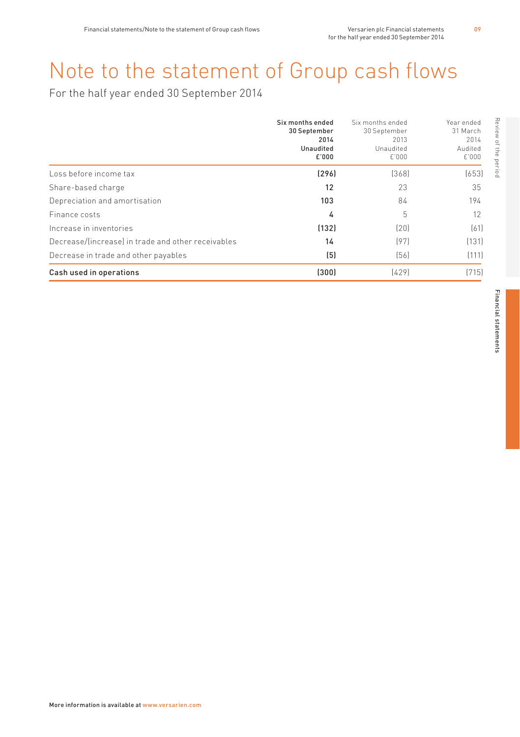# Note to the statement of Group cash flows

For the half year ended 30 September 2014

| | Six months ended 30 September 2014 Unaudited £'000 | Six months ended 30 September 2013 Unaudited £'000 | Year ended 31 March 2014 Audited £'000 |
|---|---|---|---|
| Loss before income tax | **(296)** | (368) | (653) |
| Share-based charge | **12** | 23 | 35 |
| Depreciation and amortisation | **103** | 84 | 194 |
| Finance costs | **4** | 5 | 12 |
| Increase in inventories | **(132)** | (20) | (61) |
| Decrease/(increase) in trade and other receivables | **14** | (97) | (131) |
| Decrease in trade and other payables | **(5)** | (56) | (111) |
| **Cash used in operations** | **(300)** | (429) | (715) |

More information is available at www.versarien.com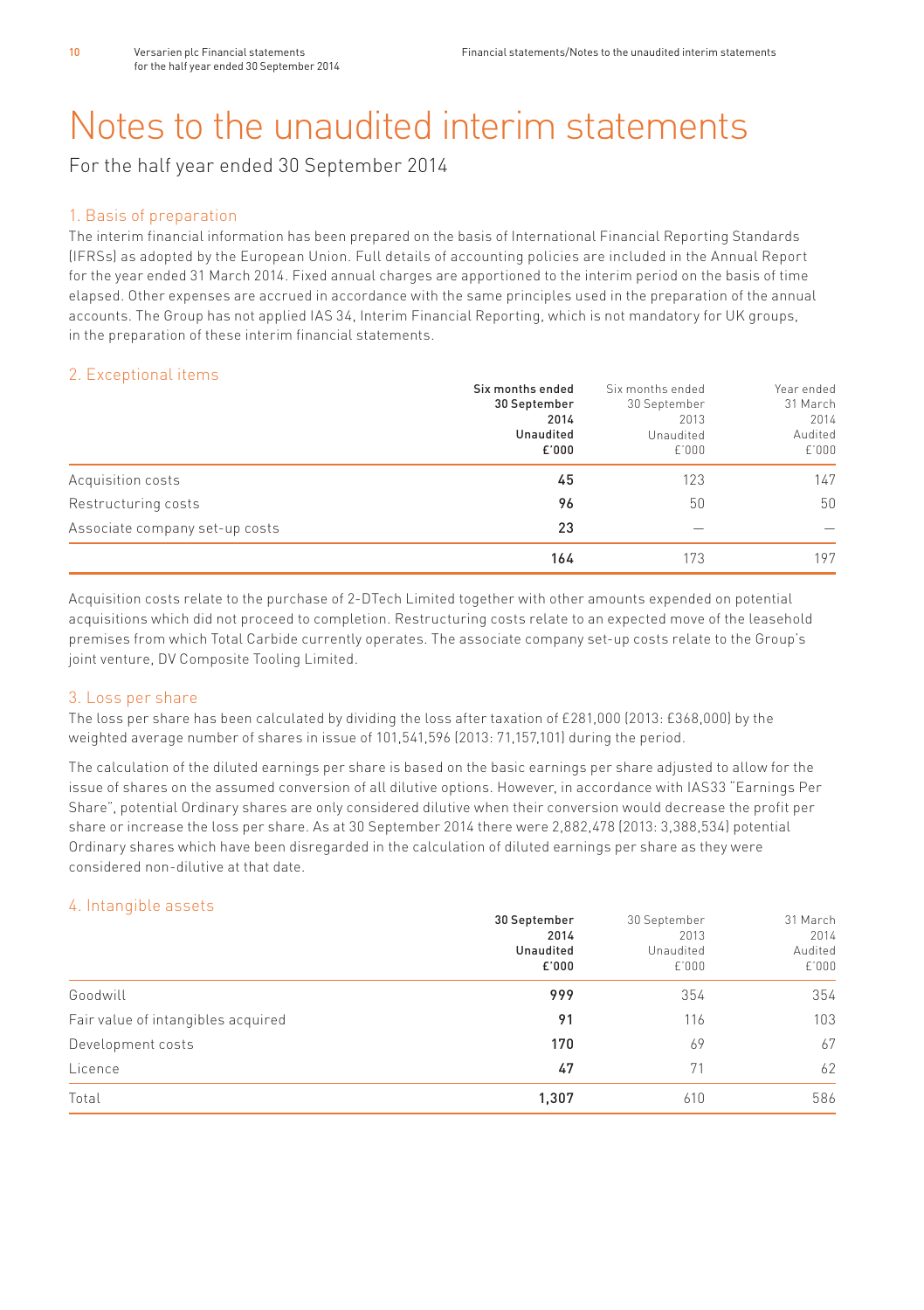# Notes to the unaudited interim statements

For the half year ended 30 September 2014

## 1. Basis of preparation

The interim financial information has been prepared on the basis of International Financial Reporting Standards (IFRSs) as adopted by the European Union. Full details of accounting policies are included in the Annual Report for the year ended 31 March 2014. Fixed annual charges are apportioned to the interim period on the basis of time elapsed. Other expenses are accrued in accordance with the same principles used in the preparation of the annual accounts. The Group has not applied IAS 34, Interim Financial Reporting, which is not mandatory for UK groups, in the preparation of these interim financial statements.

## 2. Exceptional items

| | **Six months ended 30 September 2014 Unaudited £'000** | Six months ended 30 September 2013 Unaudited £'000 | Year ended 31 March 2014 Audited £'000 |
|---|---|---|---|
| Acquisition costs | **45** | 123 | 147 |
| Restructuring costs | **96** | 50 | 50 |
| Associate company set-up costs | **23** | — | — |
| | **164** | 173 | 197 |

Acquisition costs relate to the purchase of 2-DTech Limited together with other amounts expended on potential acquisitions which did not proceed to completion. Restructuring costs relate to an expected move of the leasehold premises from which Total Carbide currently operates. The associate company set-up costs relate to the Group's joint venture, DV Composite Tooling Limited.

## 3. Loss per share

The loss per share has been calculated by dividing the loss after taxation of £281,000 (2013: £368,000) by the weighted average number of shares in issue of 101,541,596 (2013: 71,157,101) during the period.

The calculation of the diluted earnings per share is based on the basic earnings per share adjusted to allow for the issue of shares on the assumed conversion of all dilutive options. However, in accordance with IAS33 "Earnings Per Share", potential Ordinary shares are only considered dilutive when their conversion would decrease the profit per share or increase the loss per share. As at 30 September 2014 there were 2,882,478 (2013: 3,388,534) potential Ordinary shares which have been disregarded in the calculation of diluted earnings per share as they were considered non-dilutive at that date.

## 4. Intangible assets

| | **30 September 2014 Unaudited £'000** | 30 September 2013 Unaudited £'000 | 31 March 2014 Audited £'000 |
|---|---|---|---|
| Goodwill | **999** | 354 | 354 |
| Fair value of intangibles acquired | **91** | 116 | 103 |
| Development costs | **170** | 69 | 67 |
| Licence | **47** | 71 | 62 |
| Total | **1,307** | 610 | 586 |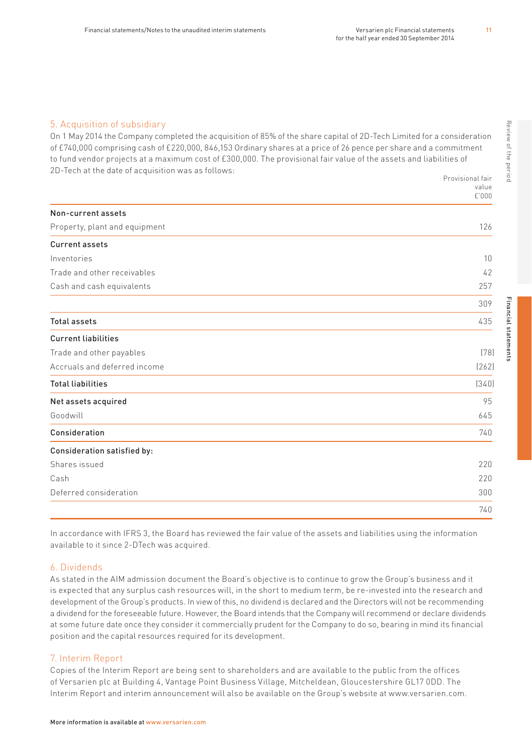## 5. Acquisition of subsidiary

On 1 May 2014 the Company completed the acquisition of 85% of the share capital of 2D-Tech Limited for a consideration of £740,000 comprising cash of £220,000, 846,153 Ordinary shares at a price of 26 pence per share and a commitment to fund vendor projects at a maximum cost of £300,000. The provisional fair value of the assets and liabilities of 2D-Tech at the date of acquisition was as follows:

| | Provisional fair value £'000 |
|---|---|
| **Non-current assets** | |
| Property, plant and equipment | 126 |
| **Current assets** | |
| Inventories | 10 |
| Trade and other receivables | 42 |
| Cash and cash equivalents | 257 |
| | 309 |
| **Total assets** | 435 |
| **Current liabilities** | |
| Trade and other payables | (78) |
| Accruals and deferred income | (262) |
| **Total liabilities** | (340) |
| **Net assets acquired** | 95 |
| Goodwill | 645 |
| **Consideration** | 740 |
| **Consideration satisfied by:** | |
| Shares issued | 220 |
| Cash | 220 |
| Deferred consideration | 300 |
| | 740 |

In accordance with IFRS 3, the Board has reviewed the fair value of the assets and liabilities using the information available to it since 2-DTech was acquired.

## 6. Dividends

As stated in the AIM admission document the Board's objective is to continue to grow the Group's business and it is expected that any surplus cash resources will, in the short to medium term, be re-invested into the research and development of the Group's products. In view of this, no dividend is declared and the Directors will not be recommending a dividend for the foreseeable future. However, the Board intends that the Company will recommend or declare dividends at some future date once they consider it commercially prudent for the Company to do so, bearing in mind its financial position and the capital resources required for its development.

## 7. Interim Report

Copies of the Interim Report are being sent to shareholders and are available to the public from the offices of Versarien plc at Building 4, Vantage Point Business Village, Mitcheldean, Gloucestershire GL17 0DD. The Interim Report and interim announcement will also be available on the Group's website at www.versarien.com.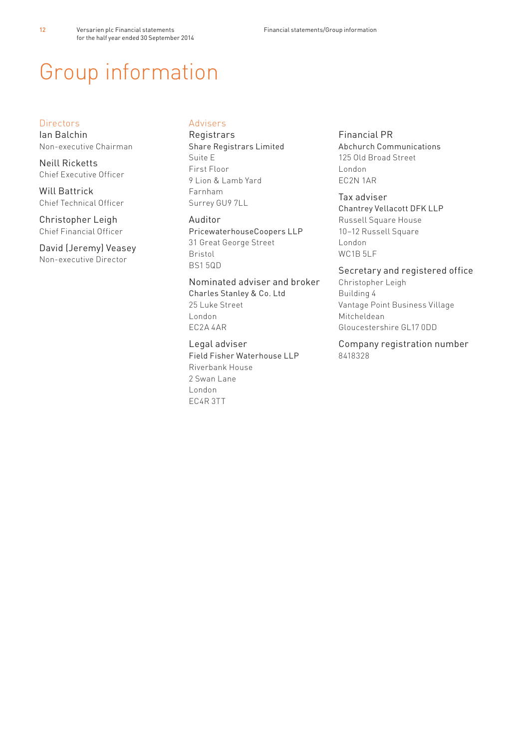# Group information

## Directors

**Ian Balchin**
Non-executive Chairman

**Neill Ricketts**
Chief Executive Officer

**Will Battrick**
Chief Technical Officer

**Christopher Leigh**
Chief Financial Officer

**David (Jeremy) Veasey**
Non-executive Director

## Advisers

### Registrars
Share Registrars Limited
Suite E
First Floor
9 Lion & Lamb Yard
Farnham
Surrey GU9 7LL

### Auditor
PricewaterhouseCoopers LLP
31 Great George Street
Bristol
BS1 5QD

### Nominated adviser and broker
Charles Stanley & Co. Ltd
25 Luke Street
London
EC2A 4AR

### Legal adviser
Field Fisher Waterhouse LLP
Riverbank House
2 Swan Lane
London
EC4R 3TT

### Financial PR
Abchurch Communications
125 Old Broad Street
London
EC2N 1AR

### Tax adviser
Chantrey Vellacott DFK LLP
Russell Square House
10–12 Russell Square
London
WC1B 5LF

### Secretary and registered office
Christopher Leigh
Building 4
Vantage Point Business Village
Mitcheldean
Gloucestershire GL17 0DD

### Company registration number
8418328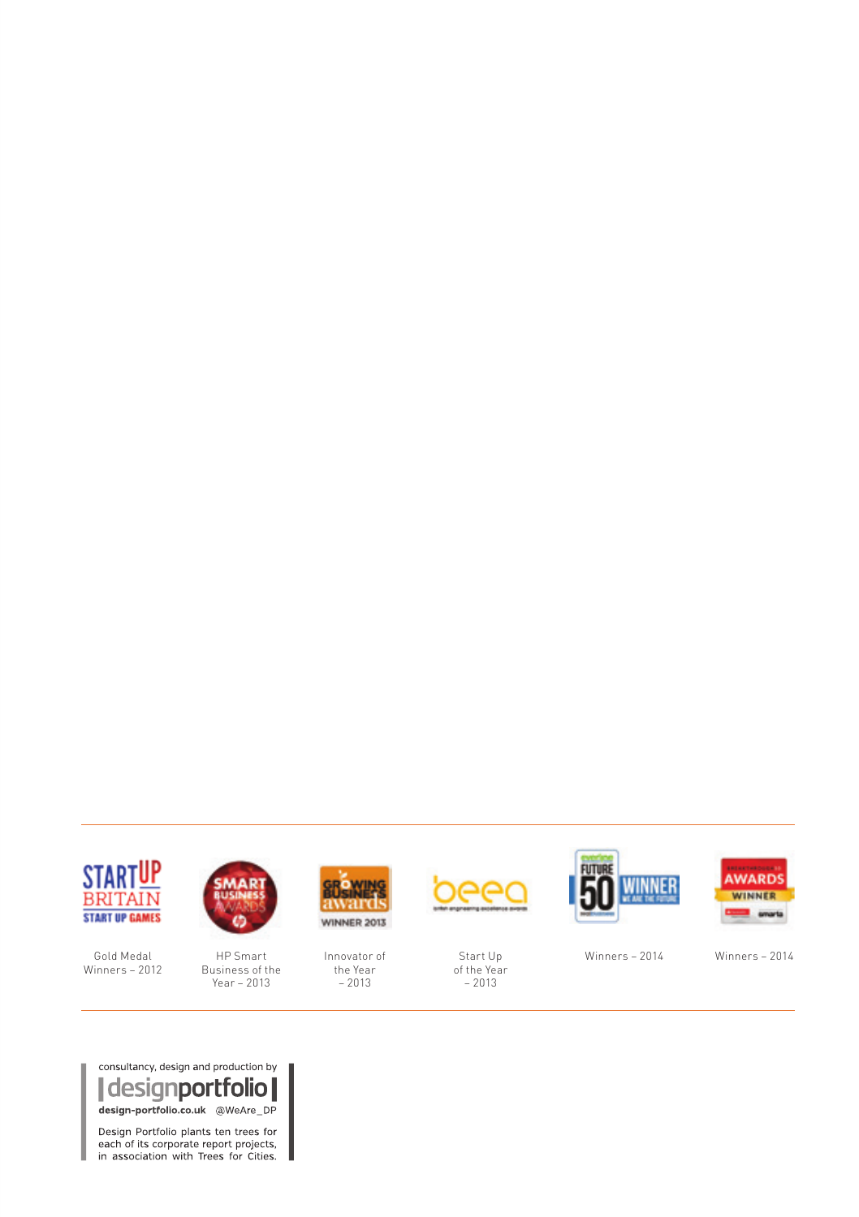| Gold Medal Winners – 2012 | HP Smart Business of the Year – 2013 | Innovator of the Year – 2013 | Start Up of the Year – 2013 | Winners – 2014 | Winners – 2014 |
| --- | --- | --- | --- | --- | --- |

consultancy, design and production by

designportfolio

design-portfolio.co.uk @WeAre_DP

Design Portfolio plants ten trees for each of its corporate report projects, in association with Trees for Cities.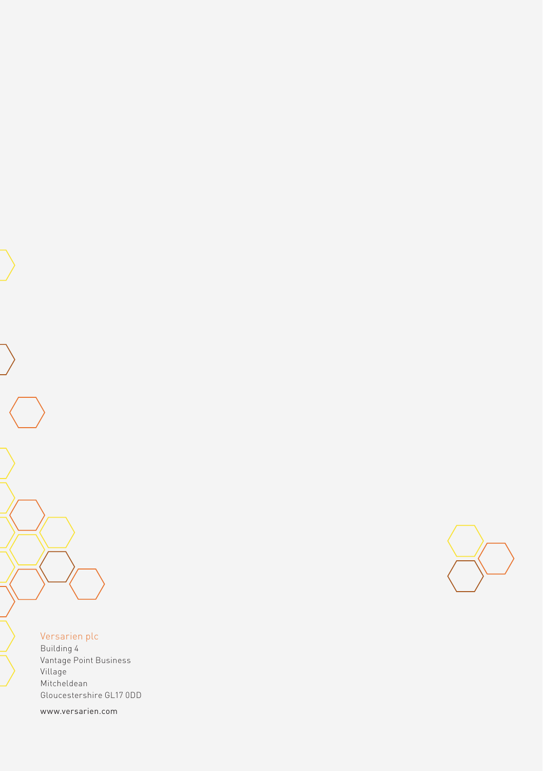Versarien plc
Building 4
Vantage Point Business
Village
Mitcheldean
Gloucestershire GL17 0DD

www.versarien.com